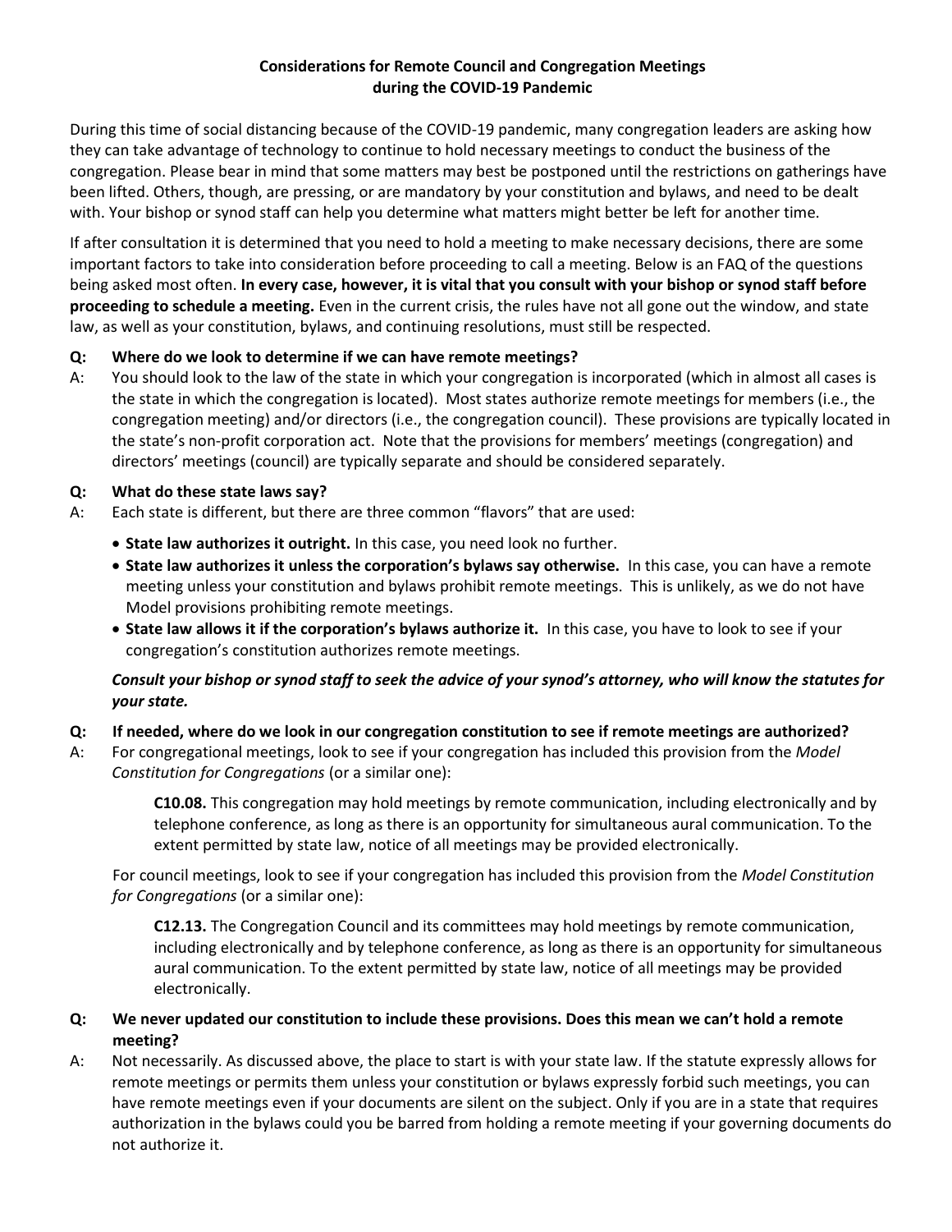# Considerations for Remote Council and Congregation Meetings during the COVID-19 Pandemic

During this time of social distancing because of the COVID-19 pandemic, many congregation leaders are asking how they can take advantage of technology to continue to hold necessary meetings to conduct the business of the congregation. Please bear in mind that some matters may best be postponed until the restrictions on gatherings have been lifted. Others, though, are pressing, or are mandatory by your constitution and bylaws, and need to be dealt with. Your bishop or synod staff can help you determine what matters might better be left for another time.

If after consultation it is determined that you need to hold a meeting to make necessary decisions, there are some important factors to take into consideration before proceeding to call a meeting. Below is an FAQ of the questions being asked most often. **In every case, however, it is vital that you consult with your bishop or synod staff before proceeding to schedule a meeting.** Even in the current crisis, the rules have not all gone out the window, and state law, as well as your constitution, bylaws, and continuing resolutions, must still be respected.

**Q: Where do we look to determine if we can have remote meetings?**

A: You should look to the law of the state in which your congregation is incorporated (which in almost all cases is the state in which the congregation is located). Most states authorize remote meetings for members (i.e., the congregation meeting) and/or directors (i.e., the congregation council). These provisions are typically located in the state's non-profit corporation act. Note that the provisions for members' meetings (congregation) and directors' meetings (council) are typically separate and should be considered separately.

**Q: What do these state laws say?**

A: Each state is different, but there are three common "flavors" that are used:

- **State law authorizes it outright.** In this case, you need look no further.
- **State law authorizes it unless the corporation's bylaws say otherwise.** In this case, you can have a remote meeting unless your constitution and bylaws prohibit remote meetings. This is unlikely, as we do not have Model provisions prohibiting remote meetings.
- **State law allows it if the corporation's bylaws authorize it.** In this case, you have to look to see if your congregation's constitution authorizes remote meetings.

***Consult your bishop or synod staff to seek the advice of your synod's attorney, who will know the statutes for your state.***

**Q: If needed, where do we look in our congregation constitution to see if remote meetings are authorized?**

A: For congregational meetings, look to see if your congregation has included this provision from the *Model Constitution for Congregations* (or a similar one):

> **C10.08.** This congregation may hold meetings by remote communication, including electronically and by telephone conference, as long as there is an opportunity for simultaneous aural communication. To the extent permitted by state law, notice of all meetings may be provided electronically.

For council meetings, look to see if your congregation has included this provision from the *Model Constitution for Congregations* (or a similar one):

> **C12.13.** The Congregation Council and its committees may hold meetings by remote communication, including electronically and by telephone conference, as long as there is an opportunity for simultaneous aural communication. To the extent permitted by state law, notice of all meetings may be provided electronically.

**Q: We never updated our constitution to include these provisions. Does this mean we can't hold a remote meeting?**

A: Not necessarily. As discussed above, the place to start is with your state law. If the statute expressly allows for remote meetings or permits them unless your constitution or bylaws expressly forbid such meetings, you can have remote meetings even if your documents are silent on the subject. Only if you are in a state that requires authorization in the bylaws could you be barred from holding a remote meeting if your governing documents do not authorize it.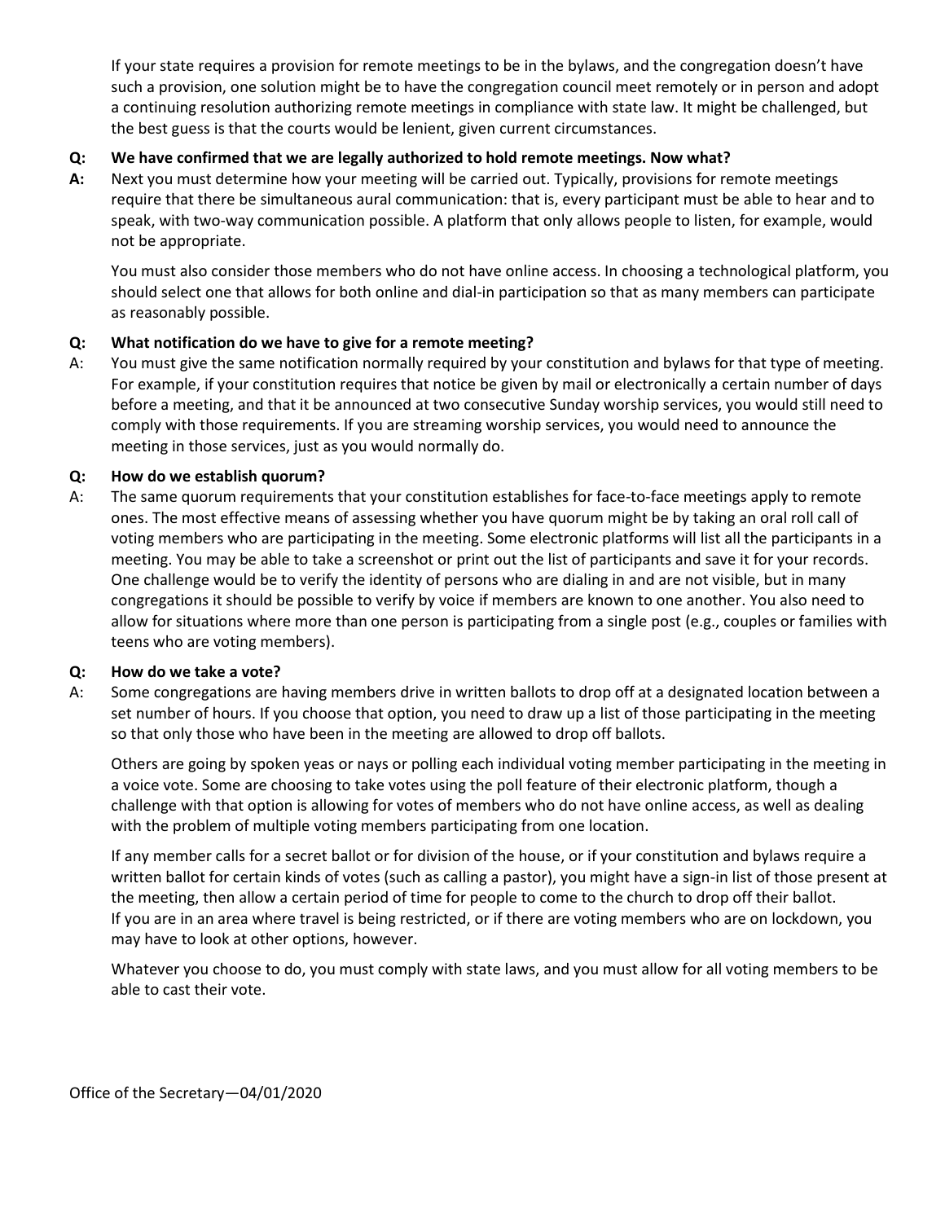If your state requires a provision for remote meetings to be in the bylaws, and the congregation doesn't have such a provision, one solution might be to have the congregation council meet remotely or in person and adopt a continuing resolution authorizing remote meetings in compliance with state law. It might be challenged, but the best guess is that the courts would be lenient, given current circumstances.

**Q: We have confirmed that we are legally authorized to hold remote meetings. Now what?**

**A:** Next you must determine how your meeting will be carried out. Typically, provisions for remote meetings require that there be simultaneous aural communication: that is, every participant must be able to hear and to speak, with two-way communication possible. A platform that only allows people to listen, for example, would not be appropriate.

You must also consider those members who do not have online access. In choosing a technological platform, you should select one that allows for both online and dial-in participation so that as many members can participate as reasonably possible.

**Q: What notification do we have to give for a remote meeting?**

A: You must give the same notification normally required by your constitution and bylaws for that type of meeting. For example, if your constitution requires that notice be given by mail or electronically a certain number of days before a meeting, and that it be announced at two consecutive Sunday worship services, you would still need to comply with those requirements. If you are streaming worship services, you would need to announce the meeting in those services, just as you would normally do.

**Q: How do we establish quorum?**

A: The same quorum requirements that your constitution establishes for face-to-face meetings apply to remote ones. The most effective means of assessing whether you have quorum might be by taking an oral roll call of voting members who are participating in the meeting. Some electronic platforms will list all the participants in a meeting. You may be able to take a screenshot or print out the list of participants and save it for your records. One challenge would be to verify the identity of persons who are dialing in and are not visible, but in many congregations it should be possible to verify by voice if members are known to one another. You also need to allow for situations where more than one person is participating from a single post (e.g., couples or families with teens who are voting members).

**Q: How do we take a vote?**

A: Some congregations are having members drive in written ballots to drop off at a designated location between a set number of hours. If you choose that option, you need to draw up a list of those participating in the meeting so that only those who have been in the meeting are allowed to drop off ballots.

Others are going by spoken yeas or nays or polling each individual voting member participating in the meeting in a voice vote. Some are choosing to take votes using the poll feature of their electronic platform, though a challenge with that option is allowing for votes of members who do not have online access, as well as dealing with the problem of multiple voting members participating from one location.

If any member calls for a secret ballot or for division of the house, or if your constitution and bylaws require a written ballot for certain kinds of votes (such as calling a pastor), you might have a sign-in list of those present at the meeting, then allow a certain period of time for people to come to the church to drop off their ballot. If you are in an area where travel is being restricted, or if there are voting members who are on lockdown, you may have to look at other options, however.

Whatever you choose to do, you must comply with state laws, and you must allow for all voting members to be able to cast their vote.

Office of the Secretary—04/01/2020